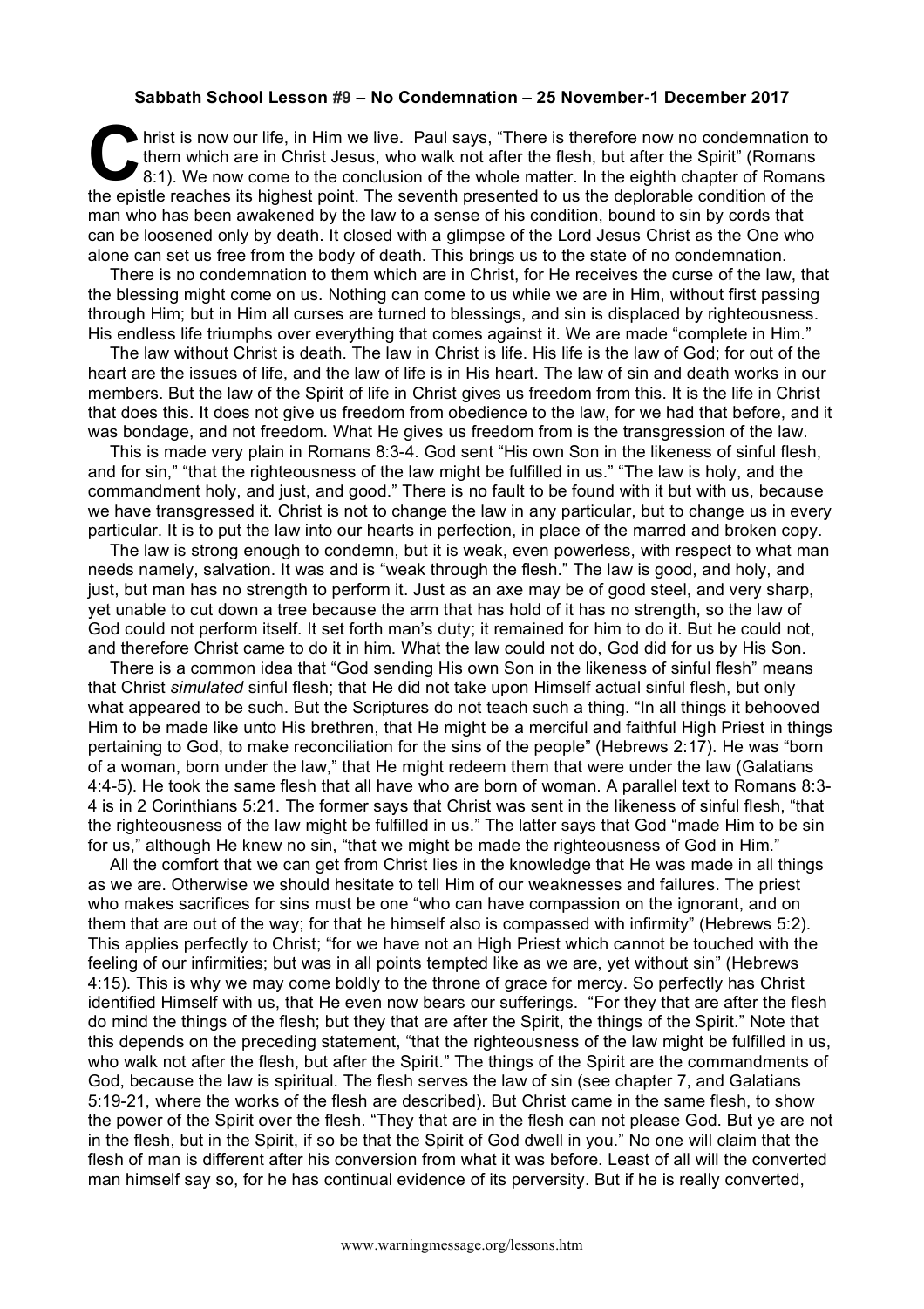**Sabbath School Lesson #9 – No Condemnation – 25 November-1 December 2017**

Christ is now our life, in Him we live. Paul says, "There is therefore now no condemnation to them which are in Christ Jesus, who walk not after the flesh, but after the Spirit" (Romans 8:1). We now come to the conclusion of the whole matter. In the eighth chapter of Romans the epistle reaches its highest point. The seventh presented to us the deplorable condition of the man who has been awakened by the law to a sense of his condition, bound to sin by cords that can be loosened only by death. It closed with a glimpse of the Lord Jesus Christ as the One who alone can set us free from the body of death. This brings us to the state of no condemnation.

There is no condemnation to them which are in Christ, for He receives the curse of the law, that the blessing might come on us. Nothing can come to us while we are in Him, without first passing through Him; but in Him all curses are turned to blessings, and sin is displaced by righteousness. His endless life triumphs over everything that comes against it. We are made "complete in Him."

The law without Christ is death. The law in Christ is life. His life is the law of God; for out of the heart are the issues of life, and the law of life is in His heart. The law of sin and death works in our members. But the law of the Spirit of life in Christ gives us freedom from this. It is the life in Christ that does this. It does not give us freedom from obedience to the law, for we had that before, and it was bondage, and not freedom. What He gives us freedom from is the transgression of the law.

This is made very plain in Romans 8:3-4. God sent "His own Son in the likeness of sinful flesh, and for sin," "that the righteousness of the law might be fulfilled in us." "The law is holy, and the commandment holy, and just, and good." There is no fault to be found with it but with us, because we have transgressed it. Christ is not to change the law in any particular, but to change us in every particular. It is to put the law into our hearts in perfection, in place of the marred and broken copy.

The law is strong enough to condemn, but it is weak, even powerless, with respect to what man needs namely, salvation. It was and is "weak through the flesh." The law is good, and holy, and just, but man has no strength to perform it. Just as an axe may be of good steel, and very sharp, yet unable to cut down a tree because the arm that has hold of it has no strength, so the law of God could not perform itself. It set forth man's duty; it remained for him to do it. But he could not, and therefore Christ came to do it in him. What the law could not do, God did for us by His Son.

There is a common idea that "God sending His own Son in the likeness of sinful flesh" means that Christ *simulated* sinful flesh; that He did not take upon Himself actual sinful flesh, but only what appeared to be such. But the Scriptures do not teach such a thing. "In all things it behooved Him to be made like unto His brethren, that He might be a merciful and faithful High Priest in things pertaining to God, to make reconciliation for the sins of the people" (Hebrews 2:17). He was "born of a woman, born under the law," that He might redeem them that were under the law (Galatians 4:4-5). He took the same flesh that all have who are born of woman. A parallel text to Romans 8:3-4 is in 2 Corinthians 5:21. The former says that Christ was sent in the likeness of sinful flesh, "that the righteousness of the law might be fulfilled in us." The latter says that God "made Him to be sin for us," although He knew no sin, "that we might be made the righteousness of God in Him."

All the comfort that we can get from Christ lies in the knowledge that He was made in all things as we are. Otherwise we should hesitate to tell Him of our weaknesses and failures. The priest who makes sacrifices for sins must be one "who can have compassion on the ignorant, and on them that are out of the way; for that he himself also is compassed with infirmity" (Hebrews 5:2). This applies perfectly to Christ; "for we have not an High Priest which cannot be touched with the feeling of our infirmities; but was in all points tempted like as we are, yet without sin" (Hebrews 4:15). This is why we may come boldly to the throne of grace for mercy. So perfectly has Christ identified Himself with us, that He even now bears our sufferings. "For they that are after the flesh do mind the things of the flesh; but they that are after the Spirit, the things of the Spirit." Note that this depends on the preceding statement, "that the righteousness of the law might be fulfilled in us, who walk not after the flesh, but after the Spirit." The things of the Spirit are the commandments of God, because the law is spiritual. The flesh serves the law of sin (see chapter 7, and Galatians 5:19-21, where the works of the flesh are described). But Christ came in the same flesh, to show the power of the Spirit over the flesh. "They that are in the flesh can not please God. But ye are not in the flesh, but in the Spirit, if so be that the Spirit of God dwell in you." No one will claim that the flesh of man is different after his conversion from what it was before. Least of all will the converted man himself say so, for he has continual evidence of its perversity. But if he is really converted,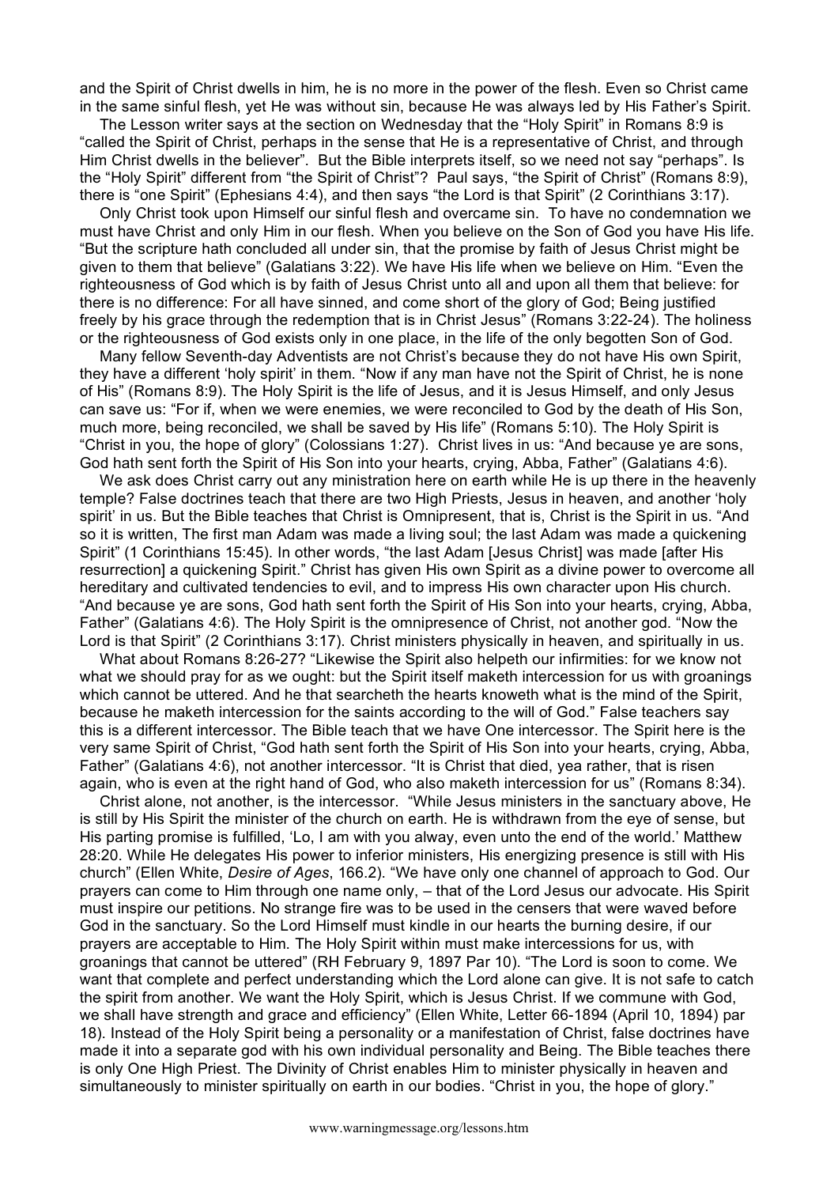and the Spirit of Christ dwells in him, he is no more in the power of the flesh. Even so Christ came in the same sinful flesh, yet He was without sin, because He was always led by His Father's Spirit.

The Lesson writer says at the section on Wednesday that the "Holy Spirit" in Romans 8:9 is "called the Spirit of Christ, perhaps in the sense that He is a representative of Christ, and through Him Christ dwells in the believer". But the Bible interprets itself, so we need not say "perhaps". Is the "Holy Spirit" different from "the Spirit of Christ"? Paul says, "the Spirit of Christ" (Romans 8:9), there is "one Spirit" (Ephesians 4:4), and then says "the Lord is that Spirit" (2 Corinthians 3:17).

Only Christ took upon Himself our sinful flesh and overcame sin. To have no condemnation we must have Christ and only Him in our flesh. When you believe on the Son of God you have His life. "But the scripture hath concluded all under sin, that the promise by faith of Jesus Christ might be given to them that believe" (Galatians 3:22). We have His life when we believe on Him. "Even the righteousness of God which is by faith of Jesus Christ unto all and upon all them that believe: for there is no difference: For all have sinned, and come short of the glory of God; Being justified freely by his grace through the redemption that is in Christ Jesus" (Romans 3:22-24). The holiness or the righteousness of God exists only in one place, in the life of the only begotten Son of God.

Many fellow Seventh-day Adventists are not Christ's because they do not have His own Spirit, they have a different 'holy spirit' in them. "Now if any man have not the Spirit of Christ, he is none of His" (Romans 8:9). The Holy Spirit is the life of Jesus, and it is Jesus Himself, and only Jesus can save us: "For if, when we were enemies, we were reconciled to God by the death of His Son, much more, being reconciled, we shall be saved by His life" (Romans 5:10). The Holy Spirit is "Christ in you, the hope of glory" (Colossians 1:27). Christ lives in us: "And because ye are sons, God hath sent forth the Spirit of His Son into your hearts, crying, Abba, Father" (Galatians 4:6).

We ask does Christ carry out any ministration here on earth while He is up there in the heavenly temple? False doctrines teach that there are two High Priests, Jesus in heaven, and another 'holy spirit' in us. But the Bible teaches that Christ is Omnipresent, that is, Christ is the Spirit in us. "And so it is written, The first man Adam was made a living soul; the last Adam was made a quickening Spirit" (1 Corinthians 15:45). In other words, "the last Adam [Jesus Christ] was made [after His resurrection] a quickening Spirit." Christ has given His own Spirit as a divine power to overcome all hereditary and cultivated tendencies to evil, and to impress His own character upon His church. "And because ye are sons, God hath sent forth the Spirit of His Son into your hearts, crying, Abba, Father" (Galatians 4:6). The Holy Spirit is the omnipresence of Christ, not another god. "Now the Lord is that Spirit" (2 Corinthians 3:17). Christ ministers physically in heaven, and spiritually in us.

What about Romans 8:26-27? "Likewise the Spirit also helpeth our infirmities: for we know not what we should pray for as we ought: but the Spirit itself maketh intercession for us with groanings which cannot be uttered. And he that searcheth the hearts knoweth what is the mind of the Spirit, because he maketh intercession for the saints according to the will of God." False teachers say this is a different intercessor. The Bible teach that we have One intercessor. The Spirit here is the very same Spirit of Christ, "God hath sent forth the Spirit of His Son into your hearts, crying, Abba, Father" (Galatians 4:6), not another intercessor. "It is Christ that died, yea rather, that is risen again, who is even at the right hand of God, who also maketh intercession for us" (Romans 8:34).

Christ alone, not another, is the intercessor. "While Jesus ministers in the sanctuary above, He is still by His Spirit the minister of the church on earth. He is withdrawn from the eye of sense, but His parting promise is fulfilled, 'Lo, I am with you alway, even unto the end of the world.' Matthew 28:20. While He delegates His power to inferior ministers, His energizing presence is still with His church" (Ellen White, *Desire of Ages*, 166.2). "We have only one channel of approach to God. Our prayers can come to Him through one name only, – that of the Lord Jesus our advocate. His Spirit must inspire our petitions. No strange fire was to be used in the censers that were waved before God in the sanctuary. So the Lord Himself must kindle in our hearts the burning desire, if our prayers are acceptable to Him. The Holy Spirit within must make intercessions for us, with groanings that cannot be uttered" (RH February 9, 1897 Par 10). "The Lord is soon to come. We want that complete and perfect understanding which the Lord alone can give. It is not safe to catch the spirit from another. We want the Holy Spirit, which is Jesus Christ. If we commune with God, we shall have strength and grace and efficiency" (Ellen White, Letter 66-1894 (April 10, 1894) par 18). Instead of the Holy Spirit being a personality or a manifestation of Christ, false doctrines have made it into a separate god with his own individual personality and Being. The Bible teaches there is only One High Priest. The Divinity of Christ enables Him to minister physically in heaven and simultaneously to minister spiritually on earth in our bodies. "Christ in you, the hope of glory."